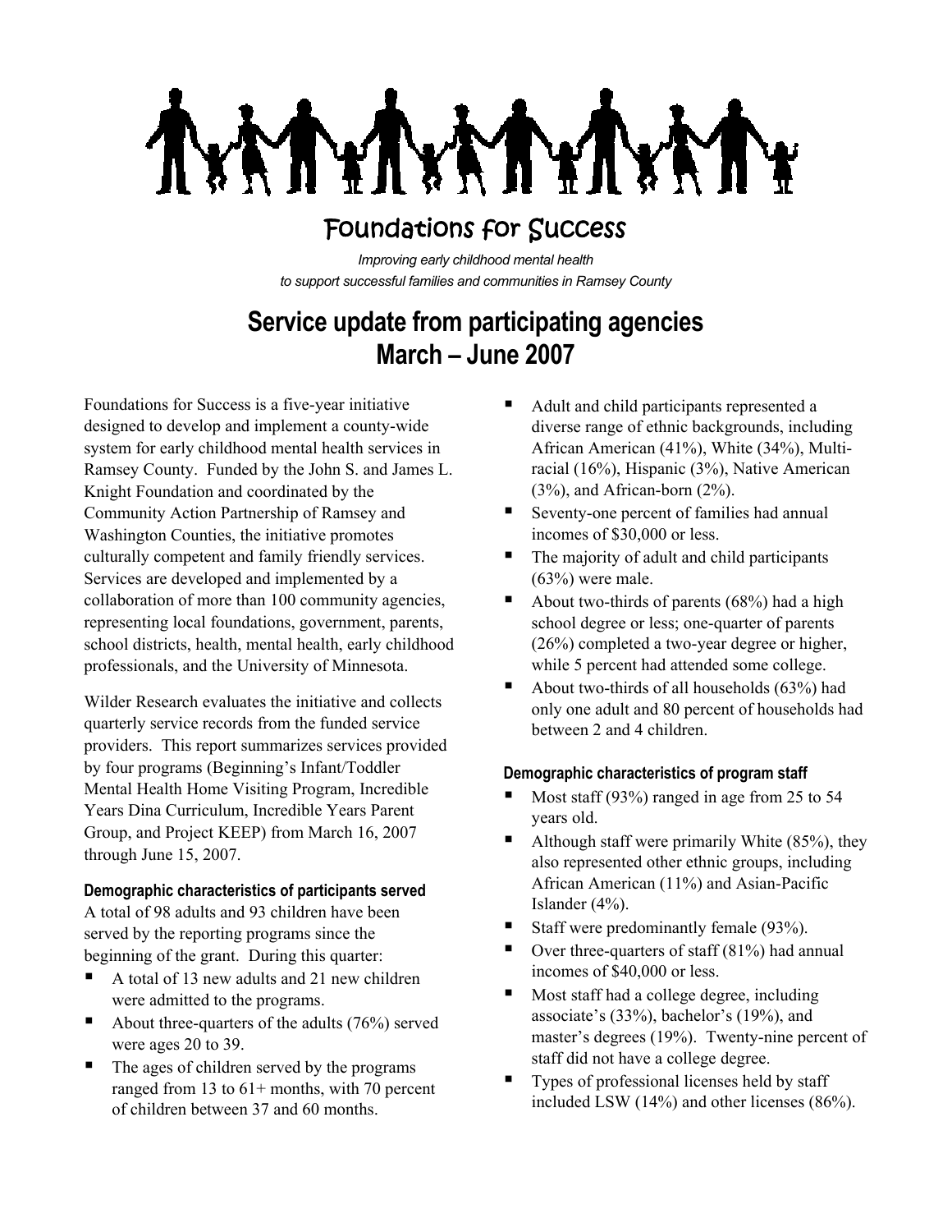# Foundations for Success

*Improving early childhood mental health to support successful families and communities in Ramsey County*

## Service update from participating agencies March – June 2007

Foundations for Success is a five-year initiative designed to develop and implement a county-wide system for early childhood mental health services in Ramsey County. Funded by the John S. and James L. Knight Foundation and coordinated by the Community Action Partnership of Ramsey and Washington Counties, the initiative promotes culturally competent and family friendly services. Services are developed and implemented by a collaboration of more than 100 community agencies, representing local foundations, government, parents, school districts, health, mental health, early childhood professionals, and the University of Minnesota.

Wilder Research evaluates the initiative and collects quarterly service records from the funded service providers. This report summarizes services provided by four programs (Beginning's Infant/Toddler Mental Health Home Visiting Program, Incredible Years Dina Curriculum, Incredible Years Parent Group, and Project KEEP) from March 16, 2007 through June 15, 2007.

### Demographic characteristics of participants served

A total of 98 adults and 93 children have been served by the reporting programs since the beginning of the grant. During this quarter:

- A total of 13 new adults and 21 new children were admitted to the programs.
- About three-quarters of the adults (76%) served were ages 20 to 39.
- The ages of children served by the programs ranged from 13 to 61+ months, with 70 percent of children between 37 and 60 months.
- Adult and child participants represented a diverse range of ethnic backgrounds, including African American (41%), White (34%), Multi-racial (16%), Hispanic (3%), Native American (3%), and African-born (2%).
- Seventy-one percent of families had annual incomes of $30,000 or less.
- The majority of adult and child participants (63%) were male.
- About two-thirds of parents (68%) had a high school degree or less; one-quarter of parents (26%) completed a two-year degree or higher, while 5 percent had attended some college.
- About two-thirds of all households (63%) had only one adult and 80 percent of households had between 2 and 4 children.

### Demographic characteristics of program staff

- Most staff (93%) ranged in age from 25 to 54 years old.
- Although staff were primarily White (85%), they also represented other ethnic groups, including African American (11%) and Asian-Pacific Islander (4%).
- Staff were predominantly female (93%).
- Over three-quarters of staff (81%) had annual incomes of $40,000 or less.
- Most staff had a college degree, including associate's (33%), bachelor's (19%), and master's degrees (19%). Twenty-nine percent of staff did not have a college degree.
- Types of professional licenses held by staff included LSW (14%) and other licenses (86%).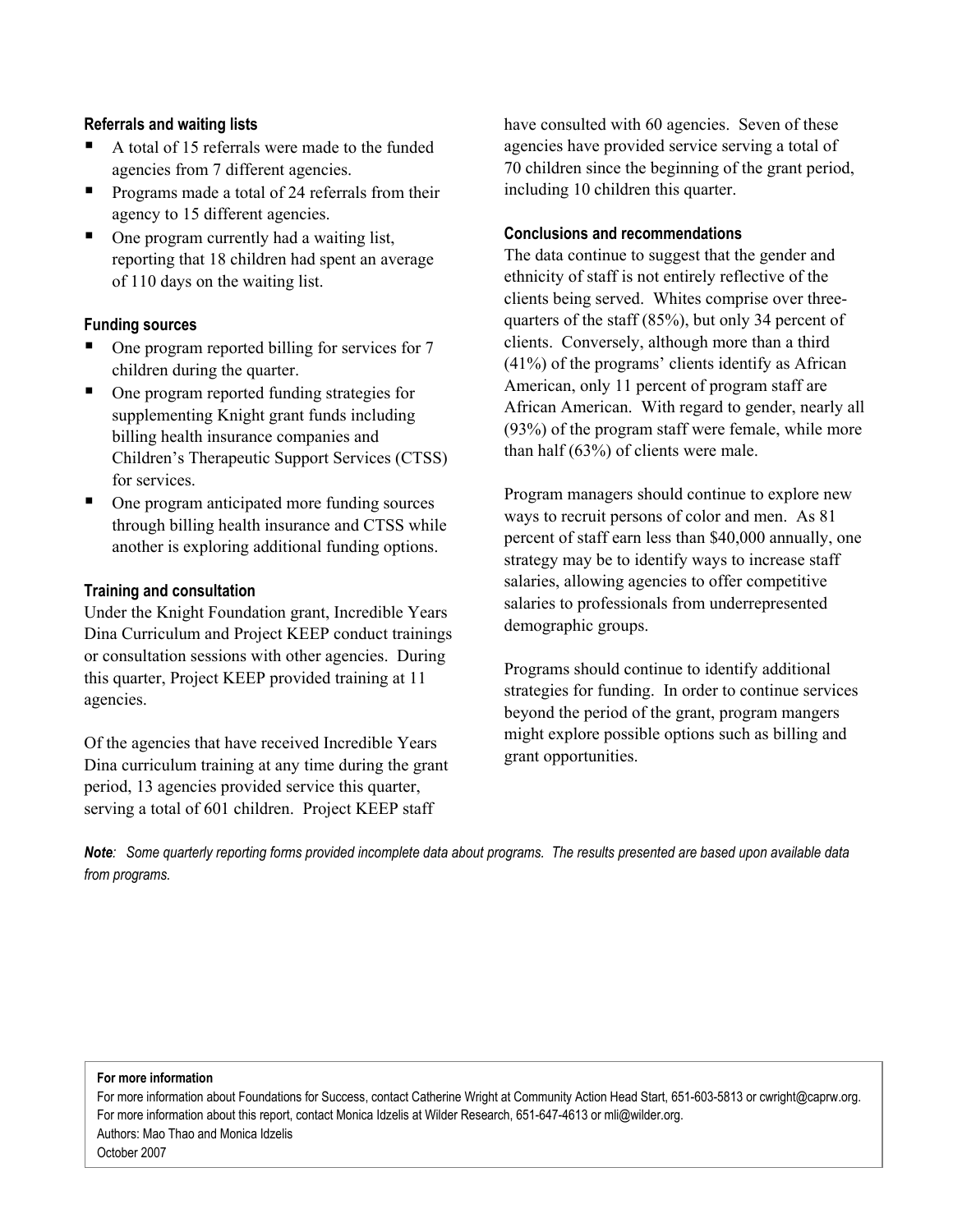### Referrals and waiting lists

- A total of 15 referrals were made to the funded agencies from 7 different agencies.
- Programs made a total of 24 referrals from their agency to 15 different agencies.
- One program currently had a waiting list, reporting that 18 children had spent an average of 110 days on the waiting list.

### Funding sources

- One program reported billing for services for 7 children during the quarter.
- One program reported funding strategies for supplementing Knight grant funds including billing health insurance companies and Children's Therapeutic Support Services (CTSS) for services.
- One program anticipated more funding sources through billing health insurance and CTSS while another is exploring additional funding options.

### Training and consultation

Under the Knight Foundation grant, Incredible Years Dina Curriculum and Project KEEP conduct trainings or consultation sessions with other agencies. During this quarter, Project KEEP provided training at 11 agencies.

Of the agencies that have received Incredible Years Dina curriculum training at any time during the grant period, 13 agencies provided service this quarter, serving a total of 601 children. Project KEEP staff have consulted with 60 agencies. Seven of these agencies have provided service serving a total of 70 children since the beginning of the grant period, including 10 children this quarter.

### Conclusions and recommendations

The data continue to suggest that the gender and ethnicity of staff is not entirely reflective of the clients being served. Whites comprise over three-quarters of the staff (85%), but only 34 percent of clients. Conversely, although more than a third (41%) of the programs' clients identify as African American, only 11 percent of program staff are African American. With regard to gender, nearly all (93%) of the program staff were female, while more than half (63%) of clients were male.

Program managers should continue to explore new ways to recruit persons of color and men. As 81 percent of staff earn less than $40,000 annually, one strategy may be to identify ways to increase staff salaries, allowing agencies to offer competitive salaries to professionals from underrepresented demographic groups.

Programs should continue to identify additional strategies for funding. In order to continue services beyond the period of the grant, program mangers might explore possible options such as billing and grant opportunities.

***Note**: Some quarterly reporting forms provided incomplete data about programs. The results presented are based upon available data from programs.*

**For more information**

For more information about Foundations for Success, contact Catherine Wright at Community Action Head Start, 651-603-5813 or cwright@caprw.org.
For more information about this report, contact Monica Idzelis at Wilder Research, 651-647-4613 or mli@wilder.org.
Authors: Mao Thao and Monica Idzelis
October 2007